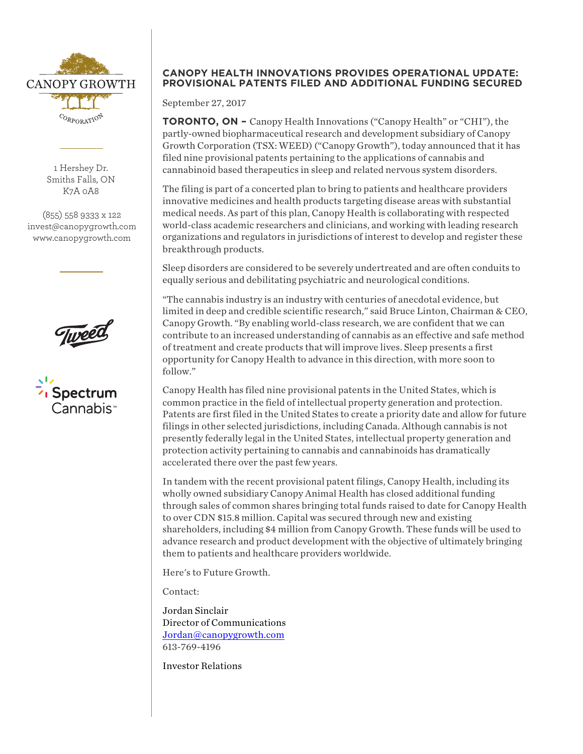CANOPY GROWTH

CORPORATION

1 Hershey Dr.
Smiths Falls, ON
K7A 0A8

(855) 558 9333 x 122
invest@canopygrowth.com
www.canopygrowth.com

# CANOPY HEALTH INNOVATIONS PROVIDES OPERATIONAL UPDATE: PROVISIONAL PATENTS FILED AND ADDITIONAL FUNDING SECURED

September 27, 2017

**TORONTO, ON –** Canopy Health Innovations ("Canopy Health" or "CHI"), the partly-owned biopharmaceutical research and development subsidiary of Canopy Growth Corporation (TSX: WEED) ("Canopy Growth"), today announced that it has filed nine provisional patents pertaining to the applications of cannabis and cannabinoid based therapeutics in sleep and related nervous system disorders.

The filing is part of a concerted plan to bring to patients and healthcare providers innovative medicines and health products targeting disease areas with substantial medical needs. As part of this plan, Canopy Health is collaborating with respected world-class academic researchers and clinicians, and working with leading research organizations and regulators in jurisdictions of interest to develop and register these breakthrough products.

Sleep disorders are considered to be severely undertreated and are often conduits to equally serious and debilitating psychiatric and neurological conditions.

"The cannabis industry is an industry with centuries of anecdotal evidence, but limited in deep and credible scientific research," said Bruce Linton, Chairman & CEO, Canopy Growth. "By enabling world-class research, we are confident that we can contribute to an increased understanding of cannabis as an effective and safe method of treatment and create products that will improve lives. Sleep presents a first opportunity for Canopy Health to advance in this direction, with more soon to follow."

Canopy Health has filed nine provisional patents in the United States, which is common practice in the field of intellectual property generation and protection. Patents are first filed in the United States to create a priority date and allow for future filings in other selected jurisdictions, including Canada. Although cannabis is not presently federally legal in the United States, intellectual property generation and protection activity pertaining to cannabis and cannabinoids has dramatically accelerated there over the past few years.

In tandem with the recent provisional patent filings, Canopy Health, including its wholly owned subsidiary Canopy Animal Health has closed additional funding through sales of common shares bringing total funds raised to date for Canopy Health to over CDN $15.8 million. Capital was secured through new and existing shareholders, including $4 million from Canopy Growth. These funds will be used to advance research and product development with the objective of ultimately bringing them to patients and healthcare providers worldwide.

Here's to Future Growth.

Contact:

Jordan Sinclair
Director of Communications
Jordan@canopygrowth.com
613-769-4196

Investor Relations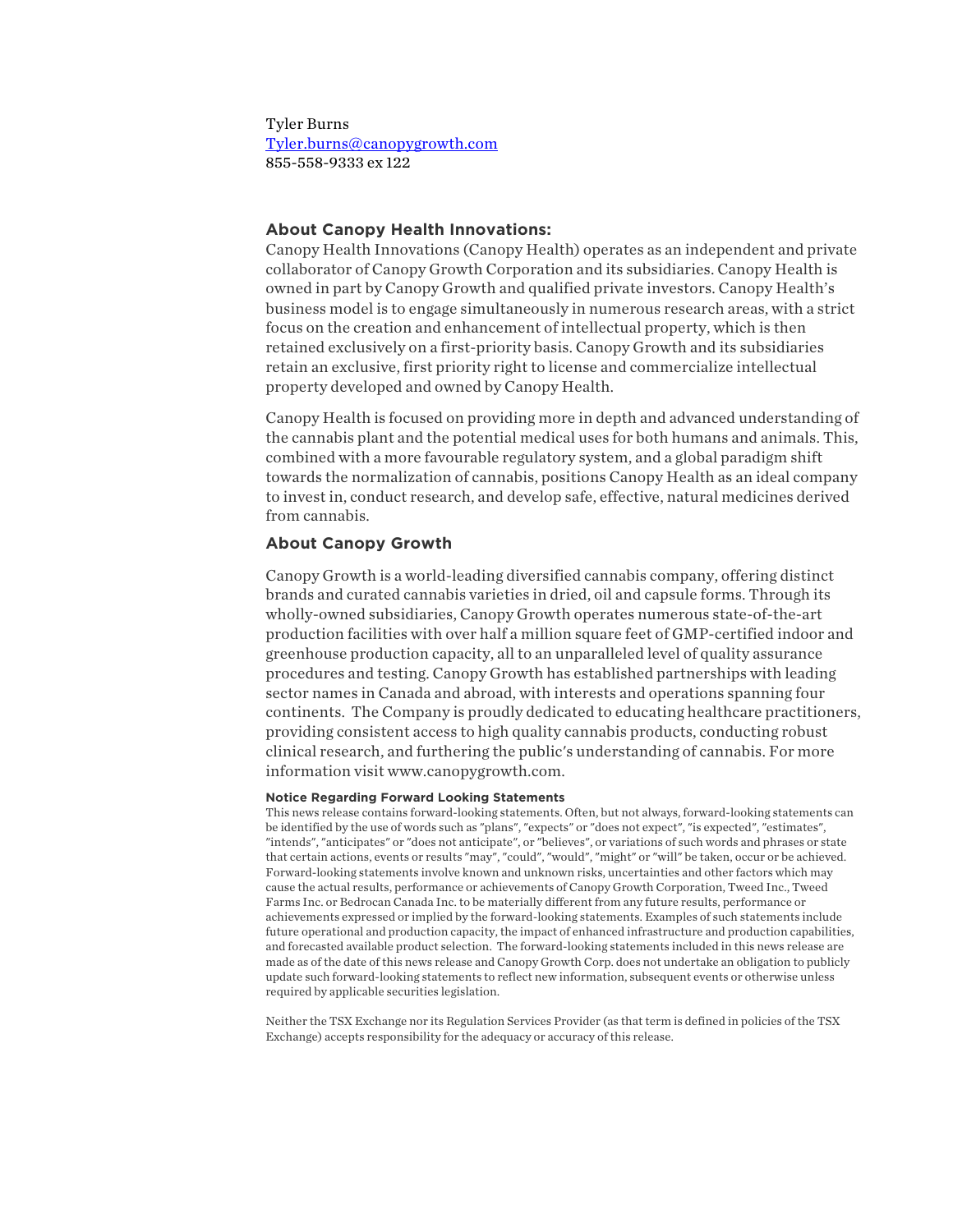Tyler Burns
Tyler.burns@canopygrowth.com
855-558-9333 ex 122

## About Canopy Health Innovations:

Canopy Health Innovations (Canopy Health) operates as an independent and private collaborator of Canopy Growth Corporation and its subsidiaries. Canopy Health is owned in part by Canopy Growth and qualified private investors. Canopy Health's business model is to engage simultaneously in numerous research areas, with a strict focus on the creation and enhancement of intellectual property, which is then retained exclusively on a first-priority basis. Canopy Growth and its subsidiaries retain an exclusive, first priority right to license and commercialize intellectual property developed and owned by Canopy Health.

Canopy Health is focused on providing more in depth and advanced understanding of the cannabis plant and the potential medical uses for both humans and animals. This, combined with a more favourable regulatory system, and a global paradigm shift towards the normalization of cannabis, positions Canopy Health as an ideal company to invest in, conduct research, and develop safe, effective, natural medicines derived from cannabis.

## About Canopy Growth

Canopy Growth is a world-leading diversified cannabis company, offering distinct brands and curated cannabis varieties in dried, oil and capsule forms. Through its wholly-owned subsidiaries, Canopy Growth operates numerous state-of-the-art production facilities with over half a million square feet of GMP-certified indoor and greenhouse production capacity, all to an unparalleled level of quality assurance procedures and testing. Canopy Growth has established partnerships with leading sector names in Canada and abroad, with interests and operations spanning four continents. The Company is proudly dedicated to educating healthcare practitioners, providing consistent access to high quality cannabis products, conducting robust clinical research, and furthering the public's understanding of cannabis. For more information visit www.canopygrowth.com.

### Notice Regarding Forward Looking Statements

This news release contains forward-looking statements. Often, but not always, forward-looking statements can be identified by the use of words such as "plans", "expects" or "does not expect", "is expected", "estimates", "intends", "anticipates" or "does not anticipate", or "believes", or variations of such words and phrases or state that certain actions, events or results "may", "could", "would", "might" or "will" be taken, occur or be achieved. Forward-looking statements involve known and unknown risks, uncertainties and other factors which may cause the actual results, performance or achievements of Canopy Growth Corporation, Tweed Inc., Tweed Farms Inc. or Bedrocan Canada Inc. to be materially different from any future results, performance or achievements expressed or implied by the forward-looking statements. Examples of such statements include future operational and production capacity, the impact of enhanced infrastructure and production capabilities, and forecasted available product selection. The forward-looking statements included in this news release are made as of the date of this news release and Canopy Growth Corp. does not undertake an obligation to publicly update such forward-looking statements to reflect new information, subsequent events or otherwise unless required by applicable securities legislation.

Neither the TSX Exchange nor its Regulation Services Provider (as that term is defined in policies of the TSX Exchange) accepts responsibility for the adequacy or accuracy of this release.